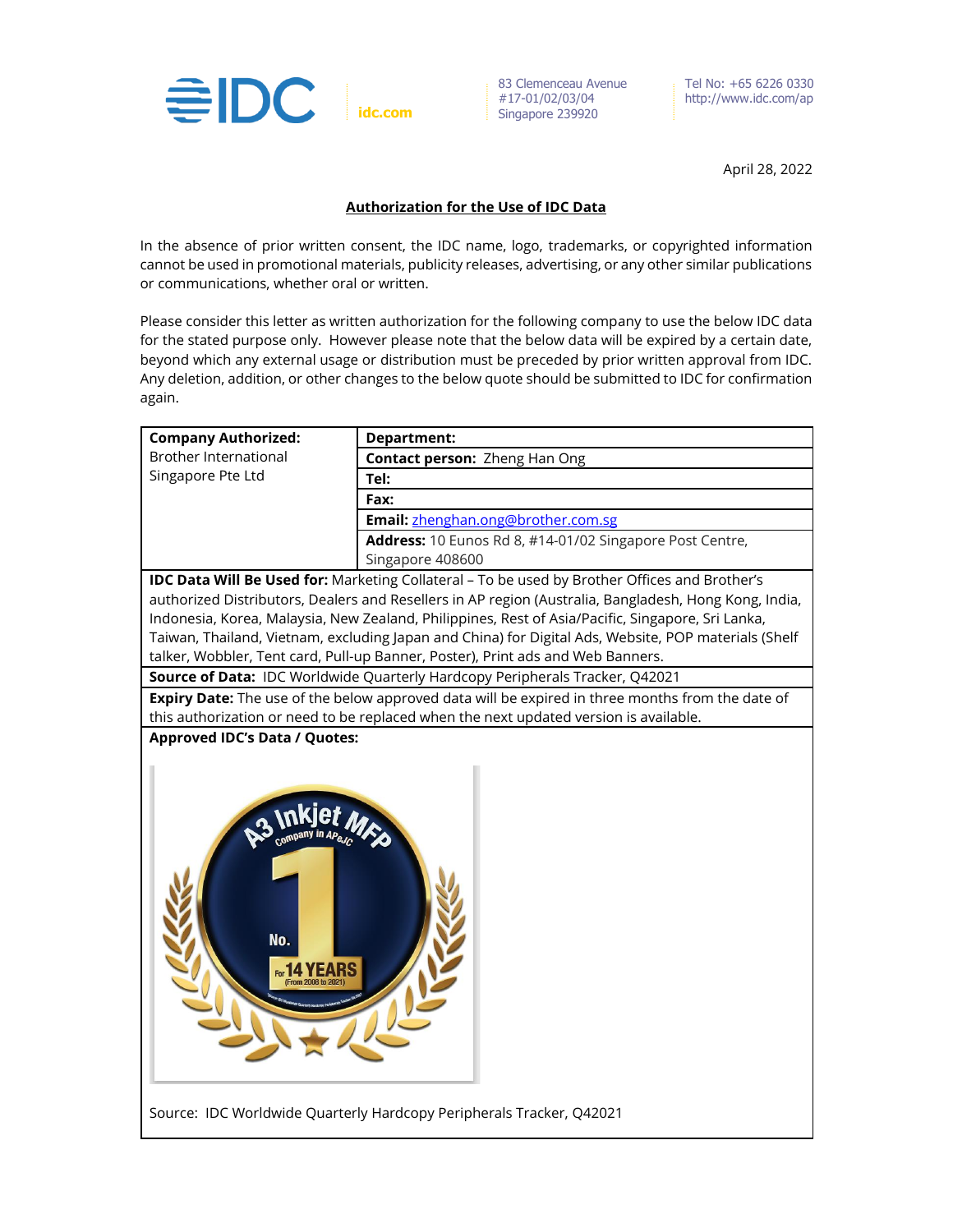IDC | idc.com

83 Clemenceau Avenue
#17-01/02/03/04
Singapore 239920

Tel No: +65 6226 0330
http://www.idc.com/ap

April 28, 2022

**Authorization for the Use of IDC Data**

In the absence of prior written consent, the IDC name, logo, trademarks, or copyrighted information cannot be used in promotional materials, publicity releases, advertising, or any other similar publications or communications, whether oral or written.

Please consider this letter as written authorization for the following company to use the below IDC data for the stated purpose only. However please note that the below data will be expired by a certain date, beyond which any external usage or distribution must be preceded by prior written approval from IDC. Any deletion, addition, or other changes to the below quote should be submitted to IDC for confirmation again.

| **Company Authorized:** Brother International Singapore Pte Ltd | **Department:** |
|---|---|
| | **Contact person:** Zheng Han Ong |
| | **Tel:** |
| | **Fax:** |
| | **Email:** zhenghan.ong@brother.com.sg |
| | **Address:** 10 Eunos Rd 8, #14-01/02 Singapore Post Centre, Singapore 408600 |

**IDC Data Will Be Used for:** Marketing Collateral – To be used by Brother Offices and Brother's authorized Distributors, Dealers and Resellers in AP region (Australia, Bangladesh, Hong Kong, India, Indonesia, Korea, Malaysia, New Zealand, Philippines, Rest of Asia/Pacific, Singapore, Sri Lanka, Taiwan, Thailand, Vietnam, excluding Japan and China) for Digital Ads, Website, POP materials (Shelf talker, Wobbler, Tent card, Pull-up Banner, Poster), Print ads and Web Banners.

**Source of Data:** IDC Worldwide Quarterly Hardcopy Peripherals Tracker, Q42021

**Expiry Date:** The use of the below approved data will be expired in three months from the date of this authorization or need to be replaced when the next updated version is available.

**Approved IDC's Data / Quotes:**

A3 Inkjet MFP Company in APeJC — No. 1 For 14 YEARS (From 2008 to 2021)

Source: IDC Worldwide Quarterly Hardcopy Peripherals Tracker, Q42021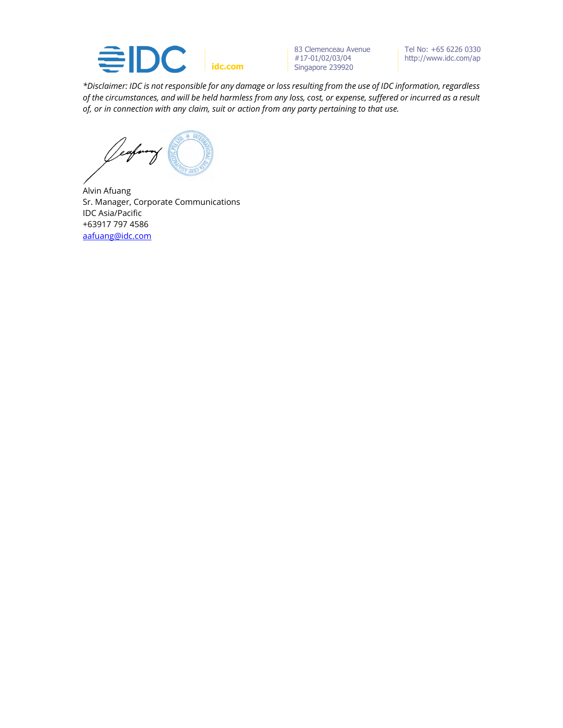IDC | idc.com | 83 Clemenceau Avenue #17-01/02/03/04 Singapore 239920 | Tel No: +65 6226 0330 http://www.idc.com/ap

*\*Disclaimer: IDC is not responsible for any damage or loss resulting from the use of IDC information, regardless of the circumstances, and will be held harmless from any loss, cost, or expense, suffered or incurred as a result of, or in connection with any claim, suit or action from any party pertaining to that use.*

Alvin Afuang
Sr. Manager, Corporate Communications
IDC Asia/Pacific
+63917 797 4586
aafuang@idc.com